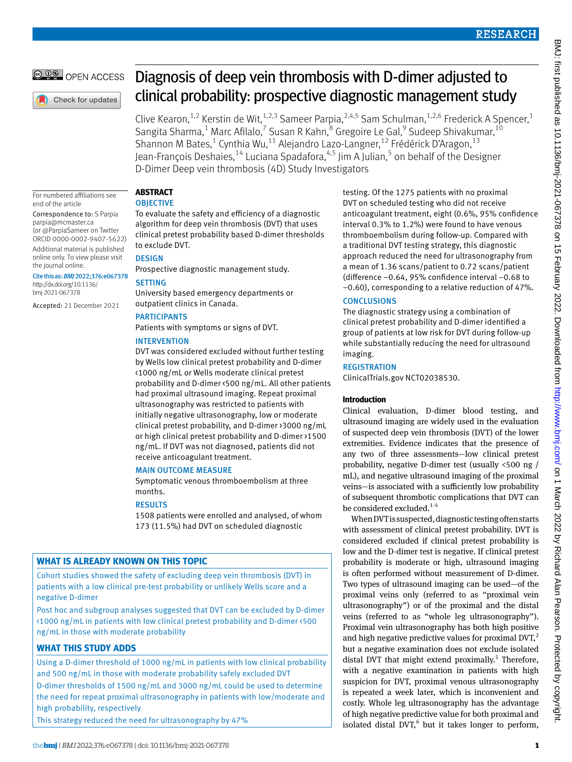# Diagnosis of deep vein thrombosis with D-dimer adjusted to clinical probability: prospective diagnostic management study

Clive Kearon,[1,2] Kerstin de Wit,[1,2,3] Sameer Parpia,[2,4,5] Sam Schulman,[1,2,6] Frederick A Spencer,[1] Sangita Sharma,[1] Marc Afilalo,[7] Susan R Kahn,[8] Gregoire Le Gal,[9] Sudeep Shivakumar,[10] Shannon M Bates,[1] Cynthia Wu,[11] Alejandro Lazo-Langner,[12] Frédérick D'Aragon,[13] Jean-François Deshaies,[14] Luciana Spadafora,[4,5] Jim A Julian,[5] on behalf of the Designer D-Dimer Deep vein thrombosis (4D) Study Investigators

For numbered affiliations see end of the article

Correspondence to: S Parpia parpia@mcmaster.ca (or @ParpiaSameer on Twitter ORCID 0000-0002-9407-5622)

Additional material is published online only. To view please visit the journal online.

Cite this as: *BMJ* 2022;376:e067378 http://dx.doi.org/10.1136/bmj-2021-067378

Accepted: 21 December 2021

## ABSTRACT

### OBJECTIVE

To evaluate the safety and efficiency of a diagnostic algorithm for deep vein thrombosis (DVT) that uses clinical pretest probability based D-dimer thresholds to exclude DVT.

### DESIGN

Prospective diagnostic management study.

### SETTING

University based emergency departments or outpatient clinics in Canada.

### PARTICIPANTS

Patients with symptoms or signs of DVT.

### INTERVENTION

DVT was considered excluded without further testing by Wells low clinical pretest probability and D-dimer <1000 ng/mL or Wells moderate clinical pretest probability and D-dimer <500 ng/mL. All other patients had proximal ultrasound imaging. Repeat proximal ultrasonography was restricted to patients with initially negative ultrasonography, low or moderate clinical pretest probability, and D-dimer >3000 ng/mL or high clinical pretest probability and D-dimer >1500 ng/mL. If DVT was not diagnosed, patients did not receive anticoagulant treatment.

### MAIN OUTCOME MEASURE

Symptomatic venous thromboembolism at three months.

### RESULTS

1508 patients were enrolled and analysed, of whom 173 (11.5%) had DVT on scheduled diagnostic testing. Of the 1275 patients with no proximal DVT on scheduled testing who did not receive anticoagulant treatment, eight (0.6%, 95% confidence interval 0.3% to 1.2%) were found to have venous thromboembolism during follow-up. Compared with a traditional DVT testing strategy, this diagnostic approach reduced the need for ultrasonography from a mean of 1.36 scans/patient to 0.72 scans/patient (difference −0.64, 95% confidence interval −0.68 to −0.60), corresponding to a relative reduction of 47%.

### CONCLUSIONS

The diagnostic strategy using a combination of clinical pretest probability and D-dimer identified a group of patients at low risk for DVT during follow-up while substantially reducing the need for ultrasound imaging.

### REGISTRATION

ClinicalTrials.gov NCT02038530.

### WHAT IS ALREADY KNOWN ON THIS TOPIC

Cohort studies showed the safety of excluding deep vein thrombosis (DVT) in patients with a low clinical pre-test probability or unlikely Wells score and a negative D-dimer

Post hoc and subgroup analyses suggested that DVT can be excluded by D-dimer <1000 ng/mL in patients with low clinical pretest probability and D-dimer <500 ng/mL in those with moderate probability

### WHAT THIS STUDY ADDS

Using a D-dimer threshold of 1000 ng/mL in patients with low clinical probability and 500 ng/mL in those with moderate probability safely excluded DVT

D-dimer thresholds of 1500 ng/mL and 3000 ng/mL could be used to determine the need for repeat proximal ultrasonography in patients with low/moderate and high probability, respectively

This strategy reduced the need for ultrasonography by 47%

## Introduction

Clinical evaluation, D-dimer blood testing, and ultrasound imaging are widely used in the evaluation of suspected deep vein thrombosis (DVT) of the lower extremities. Evidence indicates that the presence of any two of three assessments—low clinical pretest probability, negative D-dimer test (usually <500 ng / mL), and negative ultrasound imaging of the proximal veins—is associated with a sufficiently low probability of subsequent thrombotic complications that DVT can be considered excluded.[1-4]

When DVT is suspected, diagnostic testing often starts with assessment of clinical pretest probability. DVT is considered excluded if clinical pretest probability is low and the D-dimer test is negative. If clinical pretest probability is moderate or high, ultrasound imaging is often performed without measurement of D-dimer. Two types of ultrasound imaging can be used—of the proximal veins only (referred to as "proximal vein ultrasonography") or of the proximal and the distal veins (referred to as "whole leg ultrasonography"). Proximal vein ultrasonography has both high positive and high negative predictive values for proximal DVT,[2] but a negative examination does not exclude isolated distal DVT that might extend proximally.[5] Therefore, with a negative examination in patients with high suspicion for DVT, proximal venous ultrasonography is repeated a week later, which is inconvenient and costly. Whole leg ultrasonography has the advantage of high negative predictive value for both proximal and isolated distal DVT,[6] but it takes longer to perform,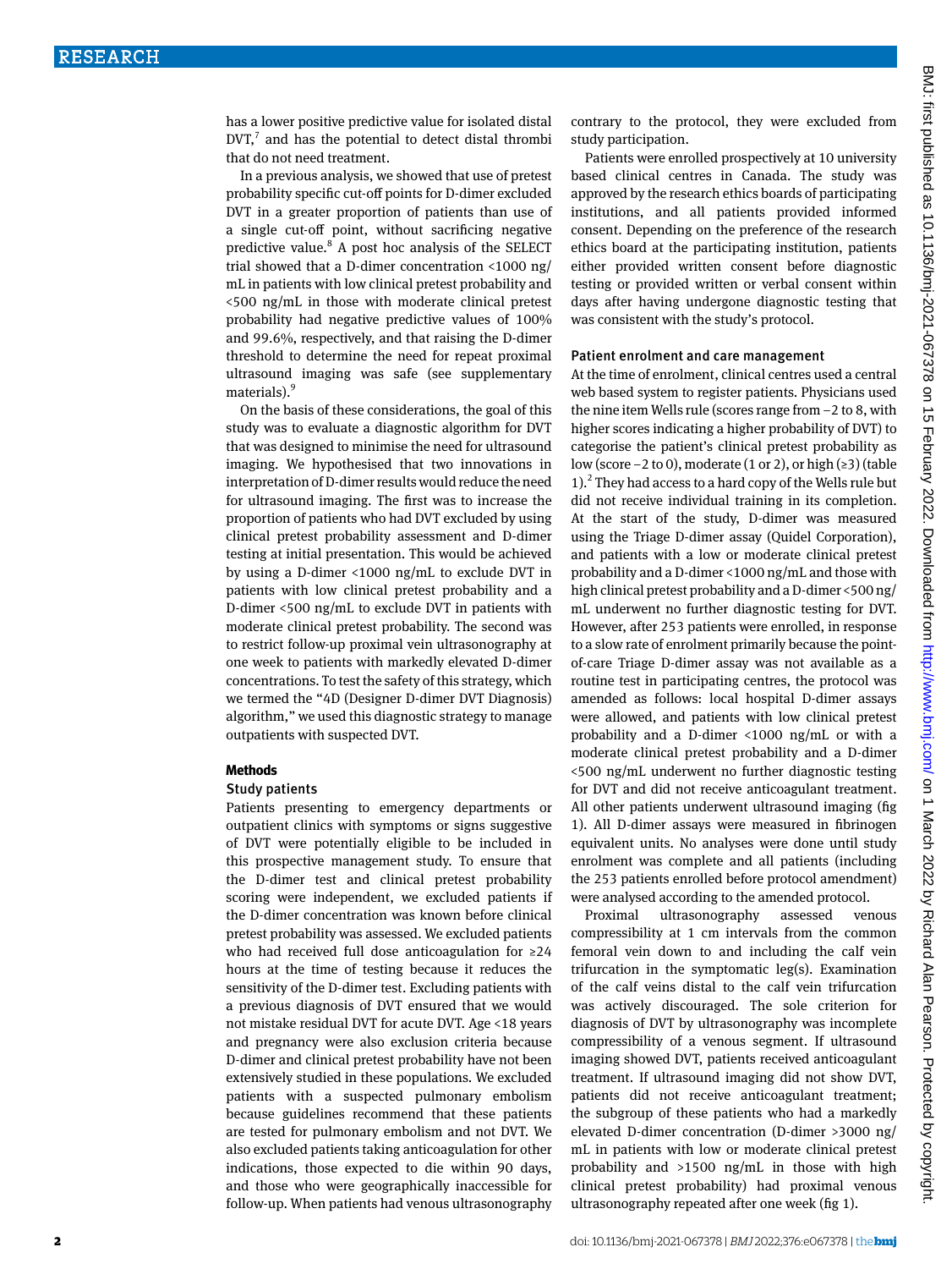has a lower positive predictive value for isolated distal DVT,[7] and has the potential to detect distal thrombi that do not need treatment.

In a previous analysis, we showed that use of pretest probability specific cut-off points for D-dimer excluded DVT in a greater proportion of patients than use of a single cut-off point, without sacrificing negative predictive value.[8] A post hoc analysis of the SELECT trial showed that a D-dimer concentration <1000 ng/mL in patients with low clinical pretest probability and <500 ng/mL in those with moderate clinical pretest probability had negative predictive values of 100% and 99.6%, respectively, and that raising the D-dimer threshold to determine the need for repeat proximal ultrasound imaging was safe (see supplementary materials).[9]

On the basis of these considerations, the goal of this study was to evaluate a diagnostic algorithm for DVT that was designed to minimise the need for ultrasound imaging. We hypothesised that two innovations in interpretation of D-dimer results would reduce the need for ultrasound imaging. The first was to increase the proportion of patients who had DVT excluded by using clinical pretest probability assessment and D-dimer testing at initial presentation. This would be achieved by using a D-dimer <1000 ng/mL to exclude DVT in patients with low clinical pretest probability and a D-dimer <500 ng/mL to exclude DVT in patients with moderate clinical pretest probability. The second was to restrict follow-up proximal vein ultrasonography at one week to patients with markedly elevated D-dimer concentrations. To test the safety of this strategy, which we termed the "4D (Designer D-dimer DVT Diagnosis) algorithm," we used this diagnostic strategy to manage outpatients with suspected DVT.

## Methods

### Study patients

Patients presenting to emergency departments or outpatient clinics with symptoms or signs suggestive of DVT were potentially eligible to be included in this prospective management study. To ensure that the D-dimer test and clinical pretest probability scoring were independent, we excluded patients if the D-dimer concentration was known before clinical pretest probability was assessed. We excluded patients who had received full dose anticoagulation for ≥24 hours at the time of testing because it reduces the sensitivity of the D-dimer test. Excluding patients with a previous diagnosis of DVT ensured that we would not mistake residual DVT for acute DVT. Age <18 years and pregnancy were also exclusion criteria because D-dimer and clinical pretest probability have not been extensively studied in these populations. We excluded patients with a suspected pulmonary embolism because guidelines recommend that these patients are tested for pulmonary embolism and not DVT. We also excluded patients taking anticoagulation for other indications, those expected to die within 90 days, and those who were geographically inaccessible for follow-up. When patients had venous ultrasonography contrary to the protocol, they were excluded from study participation.

Patients were enrolled prospectively at 10 university based clinical centres in Canada. The study was approved by the research ethics boards of participating institutions, and all patients provided informed consent. Depending on the preference of the research ethics board at the participating institution, patients either provided written consent before diagnostic testing or provided written or verbal consent within days after having undergone diagnostic testing that was consistent with the study's protocol.

### Patient enrolment and care management

At the time of enrolment, clinical centres used a central web based system to register patients. Physicians used the nine item Wells rule (scores range from −2 to 8, with higher scores indicating a higher probability of DVT) to categorise the patient's clinical pretest probability as low (score −2 to 0), moderate (1 or 2), or high (≥3) (table 1).[2] They had access to a hard copy of the Wells rule but did not receive individual training in its completion. At the start of the study, D-dimer was measured using the Triage D-dimer assay (Quidel Corporation), and patients with a low or moderate clinical pretest probability and a D-dimer <1000 ng/mL and those with high clinical pretest probability and a D-dimer <500 ng/mL underwent no further diagnostic testing for DVT. However, after 253 patients were enrolled, in response to a slow rate of enrolment primarily because the point-of-care Triage D-dimer assay was not available as a routine test in participating centres, the protocol was amended as follows: local hospital D-dimer assays were allowed, and patients with low clinical pretest probability and a D-dimer <1000 ng/mL or with a moderate clinical pretest probability and a D-dimer <500 ng/mL underwent no further diagnostic testing for DVT and did not receive anticoagulant treatment. All other patients underwent ultrasound imaging (fig 1). All D-dimer assays were measured in fibrinogen equivalent units. No analyses were done until study enrolment was complete and all patients (including the 253 patients enrolled before protocol amendment) were analysed according to the amended protocol.

Proximal ultrasonography assessed venous compressibility at 1 cm intervals from the common femoral vein down to and including the calf vein trifurcation in the symptomatic leg(s). Examination of the calf veins distal to the calf vein trifurcation was actively discouraged. The sole criterion for diagnosis of DVT by ultrasonography was incomplete compressibility of a venous segment. If ultrasound imaging showed DVT, patients received anticoagulant treatment. If ultrasound imaging did not show DVT, patients did not receive anticoagulant treatment; the subgroup of these patients who had a markedly elevated D-dimer concentration (D-dimer >3000 ng/mL in patients with low or moderate clinical pretest probability and >1500 ng/mL in those with high clinical pretest probability) had proximal venous ultrasonography repeated after one week (fig 1).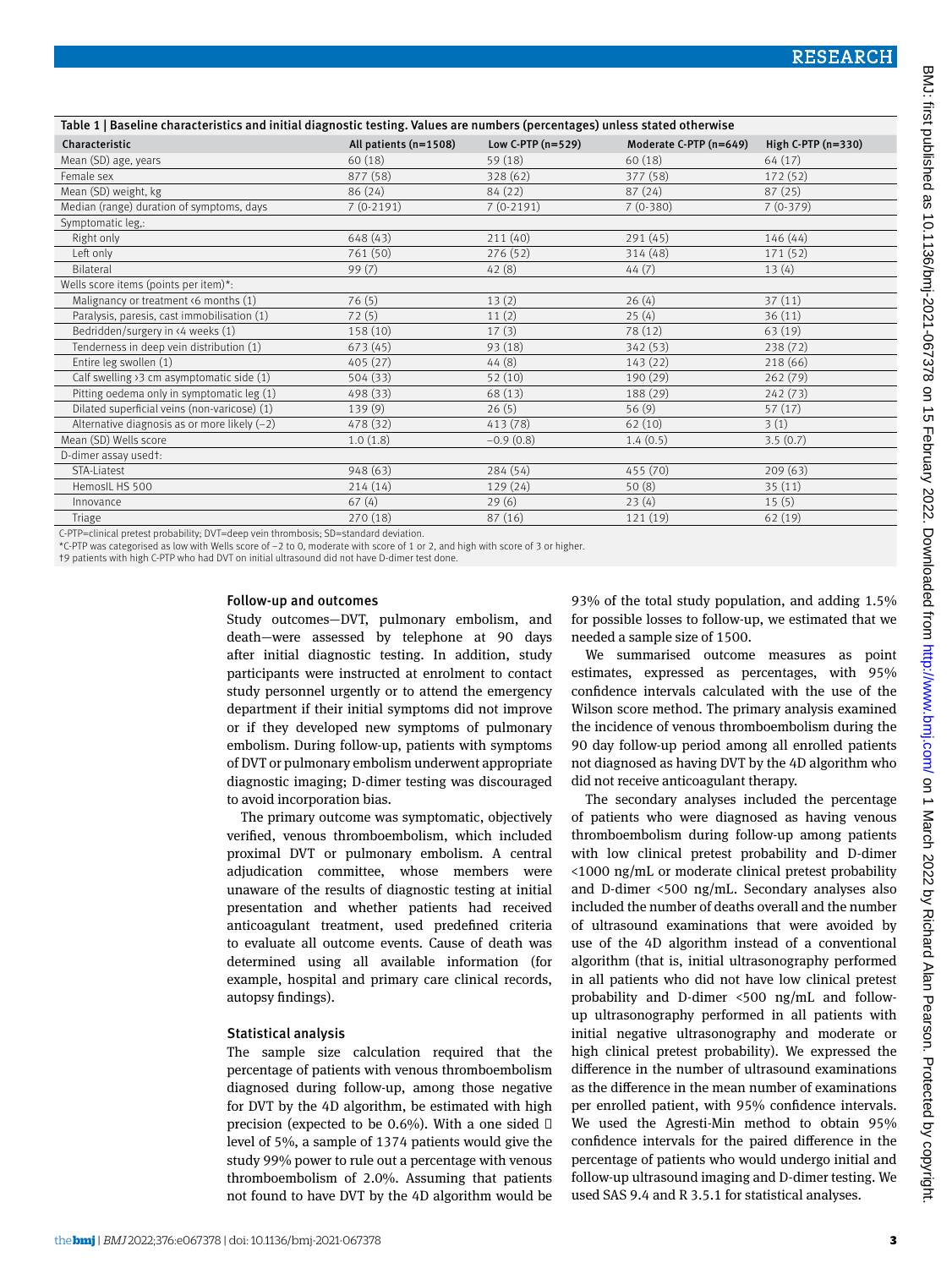Table 1 | Baseline characteristics and initial diagnostic testing. Values are numbers (percentages) unless stated otherwise

| Characteristic | All patients (n=1508) | Low C-PTP (n=529) | Moderate C-PTP (n=649) | High C-PTP (n=330) |
|---|---|---|---|---|
| Mean (SD) age, years | 60 (18) | 59 (18) | 60 (18) | 64 (17) |
| Female sex | 877 (58) | 328 (62) | 377 (58) | 172 (52) |
| Mean (SD) weight, kg | 86 (24) | 84 (22) | 87 (24) | 87 (25) |
| Median (range) duration of symptoms, days | 7 (0-2191) | 7 (0-2191) | 7 (0-380) | 7 (0-379) |
| Symptomatic leg,: | | | | |
| Right only | 648 (43) | 211 (40) | 291 (45) | 146 (44) |
| Left only | 761 (50) | 276 (52) | 314 (48) | 171 (52) |
| Bilateral | 99 (7) | 42 (8) | 44 (7) | 13 (4) |
| Wells score items (points per item)*: | | | | |
| Malignancy or treatment <6 months (1) | 76 (5) | 13 (2) | 26 (4) | 37 (11) |
| Paralysis, paresis, cast immobilisation (1) | 72 (5) | 11 (2) | 25 (4) | 36 (11) |
| Bedridden/surgery in <4 weeks (1) | 158 (10) | 17 (3) | 78 (12) | 63 (19) |
| Tenderness in deep vein distribution (1) | 673 (45) | 93 (18) | 342 (53) | 238 (72) |
| Entire leg swollen (1) | 405 (27) | 44 (8) | 143 (22) | 218 (66) |
| Calf swelling >3 cm asymptomatic side (1) | 504 (33) | 52 (10) | 190 (29) | 262 (79) |
| Pitting oedema only in symptomatic leg (1) | 498 (33) | 68 (13) | 188 (29) | 242 (73) |
| Dilated superficial veins (non-varicose) (1) | 139 (9) | 26 (5) | 56 (9) | 57 (17) |
| Alternative diagnosis as or more likely (−2) | 478 (32) | 413 (78) | 62 (10) | 3 (1) |
| Mean (SD) Wells score | 1.0 (1.8) | −0.9 (0.8) | 1.4 (0.5) | 3.5 (0.7) |
| D-dimer assay used†: | | | | |
| STA-Liatest | 948 (63) | 284 (54) | 455 (70) | 209 (63) |
| HemosIL HS 500 | 214 (14) | 129 (24) | 50 (8) | 35 (11) |
| Innovance | 67 (4) | 29 (6) | 23 (4) | 15 (5) |
| Triage | 270 (18) | 87 (16) | 121 (19) | 62 (19) |

C-PTP=clinical pretest probability; DVT=deep vein thrombosis; SD=standard deviation.
*C-PTP was categorised as low with Wells score of −2 to 0, moderate with score of 1 or 2, and high with score of 3 or higher.
†9 patients with high C-PTP who had DVT on initial ultrasound did not have D-dimer test done.

### Follow-up and outcomes

Study outcomes—DVT, pulmonary embolism, and death—were assessed by telephone at 90 days after initial diagnostic testing. In addition, study participants were instructed at enrolment to contact study personnel urgently or to attend the emergency department if their initial symptoms did not improve or if they developed new symptoms of pulmonary embolism. During follow-up, patients with symptoms of DVT or pulmonary embolism underwent appropriate diagnostic imaging; D-dimer testing was discouraged to avoid incorporation bias.

The primary outcome was symptomatic, objectively verified, venous thromboembolism, which included proximal DVT or pulmonary embolism. A central adjudication committee, whose members were unaware of the results of diagnostic testing at initial presentation and whether patients had received anticoagulant treatment, used predefined criteria to evaluate all outcome events. Cause of death was determined using all available information (for example, hospital and primary care clinical records, autopsy findings).

### Statistical analysis

The sample size calculation required that the percentage of patients with venous thromboembolism diagnosed during follow-up, among those negative for DVT by the 4D algorithm, be estimated with high precision (expected to be 0.6%). With a one sided $\alpha$ level of 5%, a sample of 1374 patients would give the study 99% power to rule out a percentage with venous thromboembolism of 2.0%. Assuming that patients not found to have DVT by the 4D algorithm would be 93% of the total study population, and adding 1.5% for possible losses to follow-up, we estimated that we needed a sample size of 1500.

We summarised outcome measures as point estimates, expressed as percentages, with 95% confidence intervals calculated with the use of the Wilson score method. The primary analysis examined the incidence of venous thromboembolism during the 90 day follow-up period among all enrolled patients not diagnosed as having DVT by the 4D algorithm who did not receive anticoagulant therapy.

The secondary analyses included the percentage of patients who were diagnosed as having venous thromboembolism during follow-up among patients with low clinical pretest probability and D-dimer <1000 ng/mL or moderate clinical pretest probability and D-dimer <500 ng/mL. Secondary analyses also included the number of deaths overall and the number of ultrasound examinations that were avoided by use of the 4D algorithm instead of a conventional algorithm (that is, initial ultrasonography performed in all patients who did not have low clinical pretest probability and D-dimer <500 ng/mL and follow-up ultrasonography performed in all patients with initial negative ultrasonography and moderate or high clinical pretest probability). We expressed the difference in the number of ultrasound examinations as the difference in the mean number of examinations per enrolled patient, with 95% confidence intervals. We used the Agresti-Min method to obtain 95% confidence intervals for the paired difference in the percentage of patients who would undergo initial and follow-up ultrasound imaging and D-dimer testing. We used SAS 9.4 and R 3.5.1 for statistical analyses.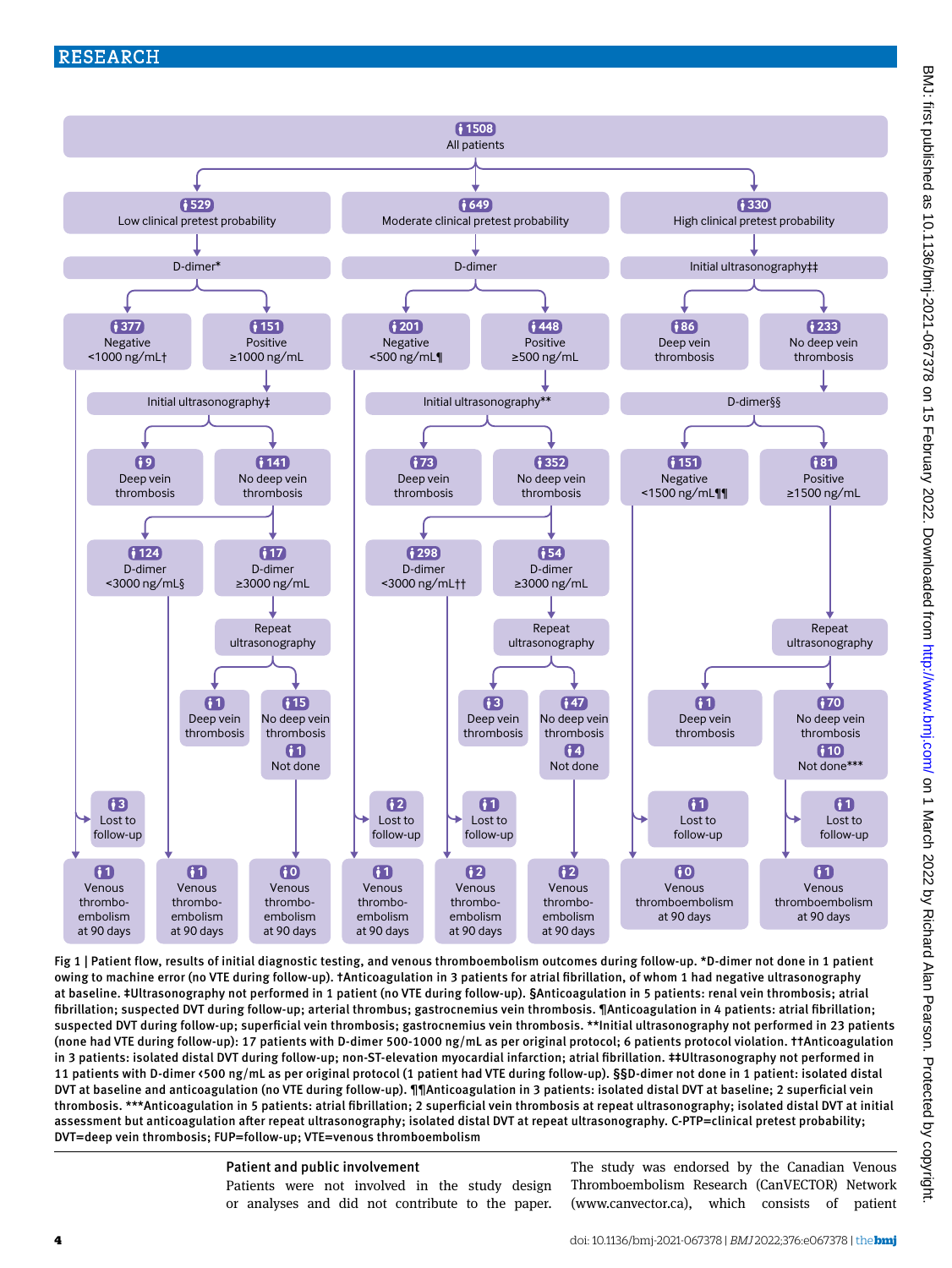- 1508 All patients
  - 529 Low clinical pretest probability → D-dimer*
    - 377 Negative <1000 ng/mL† → 3 Lost to follow-up; 1 Venous thromboembolism at 90 days
    - 151 Positive ≥1000 ng/mL → Initial ultrasonography‡
      - 9 Deep vein thrombosis
      - 141 No deep vein thrombosis
        - 124 D-dimer <3000 ng/mL§ → 1 Venous thromboembolism at 90 days
        - 17 D-dimer ≥3000 ng/mL → Repeat ultrasonography
          - 1 Deep vein thrombosis
          - 15 No deep vein thrombosis; 1 Not done → 0 Venous thromboembolism at 90 days
  - 649 Moderate clinical pretest probability → D-dimer
    - 201 Negative <500 ng/mL¶ → 2 Lost to follow-up; 1 Venous thromboembolism at 90 days
    - 448 Positive ≥500 ng/mL → Initial ultrasonography**
      - 73 Deep vein thrombosis
      - 352 No deep vein thrombosis
        - 298 D-dimer <3000 ng/mL†† → 1 Lost to follow-up; 2 Venous thromboembolism at 90 days
        - 54 D-dimer ≥3000 ng/mL → Repeat ultrasonography
          - 3 Deep vein thrombosis
          - 47 No deep vein thrombosis; 4 Not done → 2 Venous thromboembolism at 90 days
  - 330 High clinical pretest probability → Initial ultrasonography‡‡
    - 86 Deep vein thrombosis
    - 233 No deep vein thrombosis → D-dimer§§
      - 151 Negative <1500 ng/mL¶¶ → 1 Lost to follow-up; 0 Venous thromboembolism at 90 days
      - 81 Positive ≥1500 ng/mL → Repeat ultrasonography
        - 1 Deep vein thrombosis
        - 70 No deep vein thrombosis; 10 Not done*** → 1 Lost to follow-up; 1 Venous thromboembolism at 90 days

Fig 1 | Patient flow, results of initial diagnostic testing, and venous thromboembolism outcomes during follow-up. *D-dimer not done in 1 patient owing to machine error (no VTE during follow-up). †Anticoagulation in 3 patients for atrial fibrillation, of whom 1 had negative ultrasonography at baseline. ‡Ultrasonography not performed in 1 patient (no VTE during follow-up). §Anticoagulation in 5 patients: renal vein thrombosis; atrial fibrillation; suspected DVT during follow-up; arterial thrombus; gastrocnemius vein thrombosis. ¶Anticoagulation in 4 patients: atrial fibrillation; suspected DVT during follow-up; superficial vein thrombosis; gastrocnemius vein thrombosis. **Initial ultrasonography not performed in 23 patients (none had VTE during follow-up): 17 patients with D-dimer 500-1000 ng/mL as per original protocol; 6 patients protocol violation. ††Anticoagulation in 3 patients: isolated distal DVT during follow-up; non-ST-elevation myocardial infarction; atrial fibrillation. ‡‡Ultrasonography not performed in 11 patients with D-dimer <500 ng/mL as per original protocol (1 patient had VTE during follow-up). §§D-dimer not done in 1 patient: isolated distal DVT at baseline and anticoagulation (no VTE during follow-up). ¶¶Anticoagulation in 3 patients: isolated distal DVT at baseline; 2 superficial vein thrombosis. ***Anticoagulation in 5 patients: atrial fibrillation; 2 superficial vein thrombosis at repeat ultrasonography; isolated distal DVT at initial assessment but anticoagulation after repeat ultrasonography; isolated distal DVT at repeat ultrasonography. C-PTP=clinical pretest probability; DVT=deep vein thrombosis; FUP=follow-up; VTE=venous thromboembolism

### Patient and public involvement

Patients were not involved in the study design or analyses and did not contribute to the paper. The study was endorsed by the Canadian Venous Thromboembolism Research (CanVECTOR) Network (www.canvector.ca), which consists of patient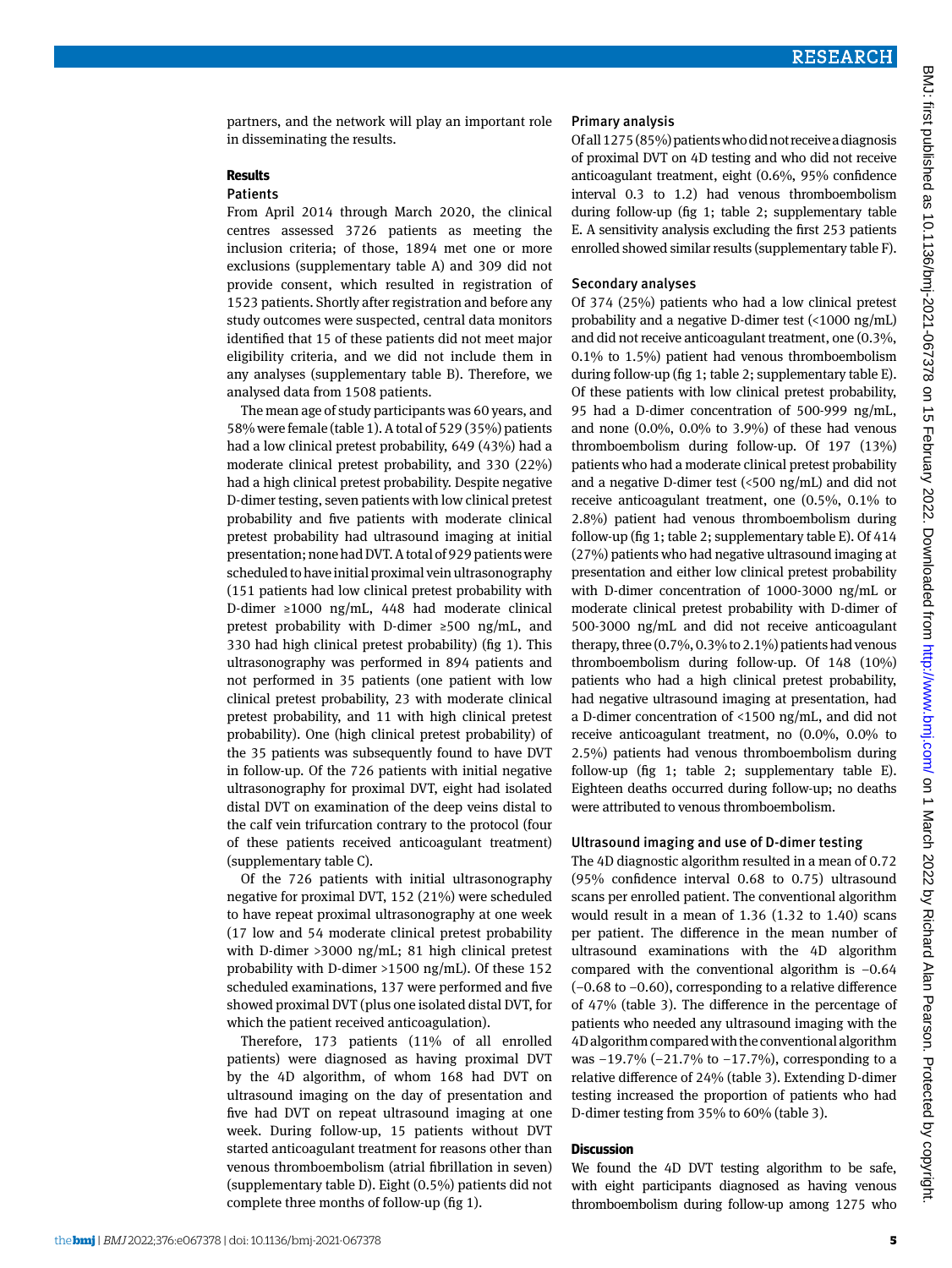partners, and the network will play an important role in disseminating the results.

## Results

### Patients

From April 2014 through March 2020, the clinical centres assessed 3726 patients as meeting the inclusion criteria; of those, 1894 met one or more exclusions (supplementary table A) and 309 did not provide consent, which resulted in registration of 1523 patients. Shortly after registration and before any study outcomes were suspected, central data monitors identified that 15 of these patients did not meet major eligibility criteria, and we did not include them in any analyses (supplementary table B). Therefore, we analysed data from 1508 patients.

The mean age of study participants was 60 years, and 58% were female (table 1). A total of 529 (35%) patients had a low clinical pretest probability, 649 (43%) had a moderate clinical pretest probability, and 330 (22%) had a high clinical pretest probability. Despite negative D-dimer testing, seven patients with low clinical pretest probability and five patients with moderate clinical pretest probability had ultrasound imaging at initial presentation; none had DVT. A total of 929 patients were scheduled to have initial proximal vein ultrasonography (151 patients had low clinical pretest probability with D-dimer ≥1000 ng/mL, 448 had moderate clinical pretest probability with D-dimer ≥500 ng/mL, and 330 had high clinical pretest probability) (fig 1). This ultrasonography was performed in 894 patients and not performed in 35 patients (one patient with low clinical pretest probability, 23 with moderate clinical pretest probability, and 11 with high clinical pretest probability). One (high clinical pretest probability) of the 35 patients was subsequently found to have DVT in follow-up. Of the 726 patients with initial negative ultrasonography for proximal DVT, eight had isolated distal DVT on examination of the deep veins distal to the calf vein trifurcation contrary to the protocol (four of these patients received anticoagulant treatment) (supplementary table C).

Of the 726 patients with initial ultrasonography negative for proximal DVT, 152 (21%) were scheduled to have repeat proximal ultrasonography at one week (17 low and 54 moderate clinical pretest probability with D-dimer >3000 ng/mL; 81 high clinical pretest probability with D-dimer >1500 ng/mL). Of these 152 scheduled examinations, 137 were performed and five showed proximal DVT (plus one isolated distal DVT, for which the patient received anticoagulation).

Therefore, 173 patients (11% of all enrolled patients) were diagnosed as having proximal DVT by the 4D algorithm, of whom 168 had DVT on ultrasound imaging on the day of presentation and five had DVT on repeat ultrasound imaging at one week. During follow-up, 15 patients without DVT started anticoagulant treatment for reasons other than venous thromboembolism (atrial fibrillation in seven) (supplementary table D). Eight (0.5%) patients did not complete three months of follow-up (fig 1).

### Primary analysis

Of all 1275 (85%) patients who did not receive a diagnosis of proximal DVT on 4D testing and who did not receive anticoagulant treatment, eight (0.6%, 95% confidence interval 0.3 to 1.2) had venous thromboembolism during follow-up (fig 1; table 2; supplementary table E. A sensitivity analysis excluding the first 253 patients enrolled showed similar results (supplementary table F).

### Secondary analyses

Of 374 (25%) patients who had a low clinical pretest probability and a negative D-dimer test (<1000 ng/mL) and did not receive anticoagulant treatment, one (0.3%, 0.1% to 1.5%) patient had venous thromboembolism during follow-up (fig 1; table 2; supplementary table E). Of these patients with low clinical pretest probability, 95 had a D-dimer concentration of 500-999 ng/mL, and none (0.0%, 0.0% to 3.9%) of these had venous thromboembolism during follow-up. Of 197 (13%) patients who had a moderate clinical pretest probability and a negative D-dimer test (<500 ng/mL) and did not receive anticoagulant treatment, one (0.5%, 0.1% to 2.8%) patient had venous thromboembolism during follow-up (fig 1; table 2; supplementary table E). Of 414 (27%) patients who had negative ultrasound imaging at presentation and either low clinical pretest probability with D-dimer concentration of 1000-3000 ng/mL or moderate clinical pretest probability with D-dimer of 500-3000 ng/mL and did not receive anticoagulant therapy, three (0.7%, 0.3% to 2.1%) patients had venous thromboembolism during follow-up. Of 148 (10%) patients who had a high clinical pretest probability, had negative ultrasound imaging at presentation, had a D-dimer concentration of <1500 ng/mL, and did not receive anticoagulant treatment, no (0.0%, 0.0% to 2.5%) patients had venous thromboembolism during follow-up (fig 1; table 2; supplementary table E). Eighteen deaths occurred during follow-up; no deaths were attributed to venous thromboembolism.

### Ultrasound imaging and use of D-dimer testing

The 4D diagnostic algorithm resulted in a mean of 0.72 (95% confidence interval 0.68 to 0.75) ultrasound scans per enrolled patient. The conventional algorithm would result in a mean of 1.36 (1.32 to 1.40) scans per patient. The difference in the mean number of ultrasound examinations with the 4D algorithm compared with the conventional algorithm is −0.64 (−0.68 to −0.60), corresponding to a relative difference of 47% (table 3). The difference in the percentage of patients who needed any ultrasound imaging with the 4D algorithm compared with the conventional algorithm was −19.7% (−21.7% to −17.7%), corresponding to a relative difference of 24% (table 3). Extending D-dimer testing increased the proportion of patients who had D-dimer testing from 35% to 60% (table 3).

## Discussion

We found the 4D DVT testing algorithm to be safe, with eight participants diagnosed as having venous thromboembolism during follow-up among 1275 who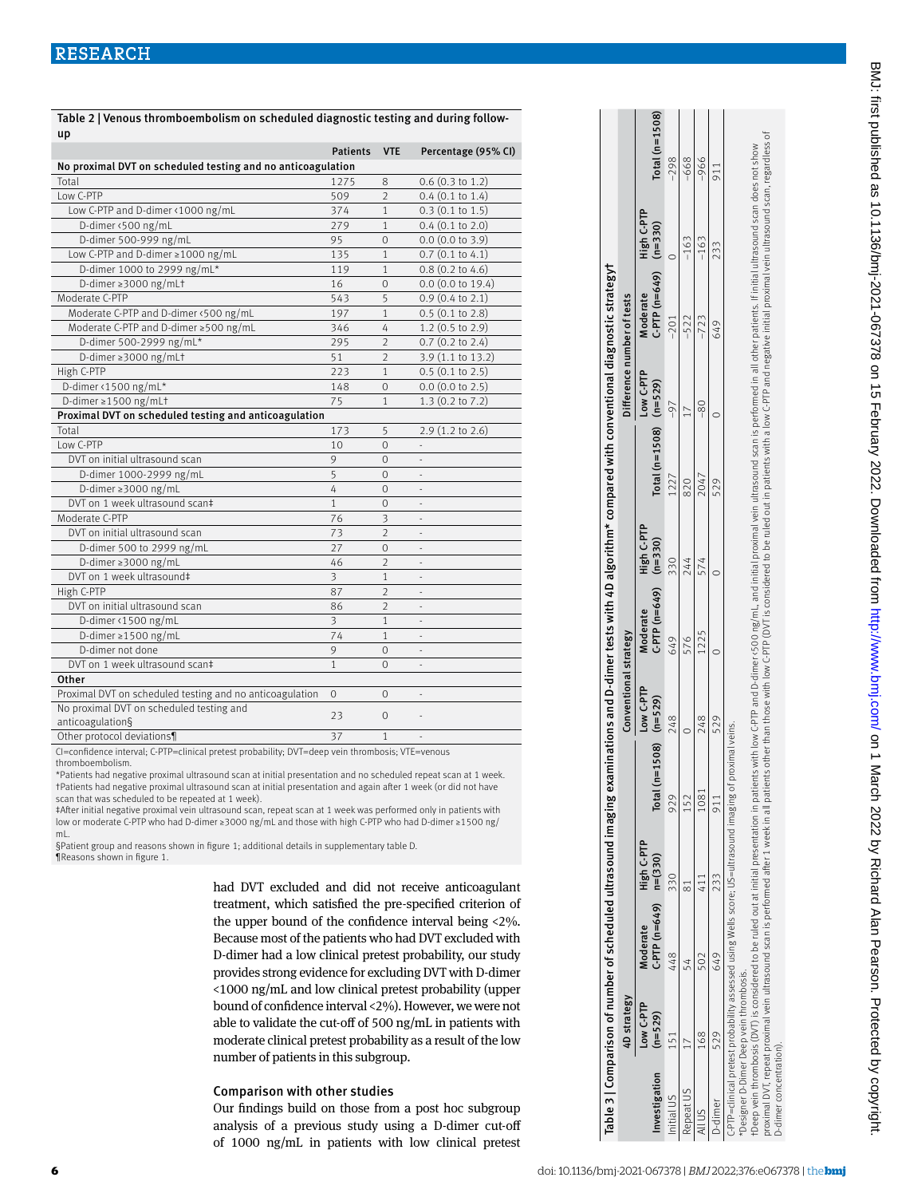**Table 2 | Venous thromboembolism on scheduled diagnostic testing and during follow-up**

| | Patients | VTE | Percentage (95% CI) |
|---|---|---|---|
| **No proximal DVT on scheduled testing and no anticoagulation** | | | |
| Total | 1275 | 8 | 0.6 (0.3 to 1.2) |
| Low C-PTP | 509 | 2 | 0.4 (0.1 to 1.4) |
| Low C-PTP and D-dimer <1000 ng/mL | 374 | 1 | 0.3 (0.1 to 1.5) |
| D-dimer <500 ng/mL | 279 | 1 | 0.4 (0.1 to 2.0) |
| D-dimer 500-999 ng/mL | 95 | 0 | 0.0 (0.0 to 3.9) |
| Low C-PTP and D-dimer ≥1000 ng/mL | 135 | 1 | 0.7 (0.1 to 4.1) |
| D-dimer 1000 to 2999 ng/mL* | 119 | 1 | 0.8 (0.2 to 4.6) |
| D-dimer ≥3000 ng/mL† | 16 | 0 | 0.0 (0.0 to 19.4) |
| Moderate C-PTP | 543 | 5 | 0.9 (0.4 to 2.1) |
| Moderate C-PTP and D-dimer <500 ng/mL | 197 | 1 | 0.5 (0.1 to 2.8) |
| Moderate C-PTP and D-dimer ≥500 ng/mL | 346 | 4 | 1.2 (0.5 to 2.9) |
| D-dimer 500-2999 ng/mL* | 295 | 2 | 0.7 (0.2 to 2.4) |
| D-dimer ≥3000 ng/mL† | 51 | 2 | 3.9 (1.1 to 13.2) |
| High C-PTP | 223 | 1 | 0.5 (0.1 to 2.5) |
| D-dimer <1500 ng/mL* | 148 | 0 | 0.0 (0.0 to 2.5) |
| D-dimer ≥1500 ng/mL† | 75 | 1 | 1.3 (0.2 to 7.2) |
| **Proximal DVT on scheduled testing and anticoagulation** | | | |
| Total | 173 | 5 | 2.9 (1.2 to 2.6) |
| Low C-PTP | 10 | 0 | - |
| DVT on initial ultrasound scan | 9 | 0 | - |
| D-dimer 1000-2999 ng/mL | 5 | 0 | - |
| D-dimer ≥3000 ng/mL | 4 | 0 | - |
| DVT on 1 week ultrasound scan‡ | 1 | 0 | - |
| Moderate C-PTP | 76 | 3 | - |
| DVT on initial ultrasound scan | 73 | 2 | - |
| D-dimer 500 to 2999 ng/mL | 27 | 0 | - |
| D-dimer ≥3000 ng/mL | 46 | 2 | - |
| DVT on 1 week ultrasound‡ | 3 | 1 | - |
| High C-PTP | 87 | 2 | - |
| DVT on initial ultrasound scan | 86 | 2 | - |
| D-dimer <1500 ng/mL | 3 | 1 | - |
| D-dimer ≥1500 ng/mL | 74 | 1 | - |
| D-dimer not done | 9 | 0 | - |
| DVT on 1 week ultrasound scan‡ | 1 | 0 | - |
| **Other** | | | |
| Proximal DVT on scheduled testing and no anticoagulation | 0 | 0 | - |
| No proximal DVT on scheduled testing and anticoagulation§ | 23 | 0 | - |
| Other protocol deviations¶ | 37 | 1 | - |

CI=confidence interval; C-PTP=clinical pretest probability; DVT=deep vein thrombosis; VTE=venous thromboembolism.
*Patients had negative proximal ultrasound scan at initial presentation and no scheduled repeat scan at 1 week.
†Patients had negative proximal ultrasound scan at initial presentation and again after 1 week (or did not have scan that was scheduled to be repeated at 1 week).
‡After initial negative proximal vein ultrasound scan, repeat scan at 1 week was performed only in patients with low or moderate C-PTP who had D-dimer ≥3000 ng/mL and those with high C-PTP who had D-dimer ≥1500 ng/mL.
§Patient group and reasons shown in figure 1; additional details in supplementary table D.
¶Reasons shown in figure 1.

**Table 3 | Comparison of number of scheduled ultrasound imaging examinations and D-dimer tests with 4D algorithm* compared with conventional diagnostic strategy†**

| | 4D strategy | | | | Conventional strategy | | | | Difference number of tests | | | |
|---|---|---|---|---|---|---|---|---|---|---|---|---|
| Investigation | Low C-PTP (n=529) | Moderate C-PTP (n=649) | High C-PTP n=(330) | Total (n=1508) | Low C-PTP (n=529) | Moderate C-PTP (n=649) | High C-PTP (n=330) | Total (n=1508) | Low C-PTP (n=529) | Moderate C-PTP (n=649) | High C-PTP (n=330) | Total (n=1508) |
| Initial US | 151 | 448 | 330 | 929 | 248 | 649 | 330 | 1227 | −97 | −201 | 0 | −298 |
| Repeat US | 17 | 54 | 81 | 152 | 0 | 576 | 244 | 820 | 17 | −522 | −163 | −668 |
| All US | 168 | 502 | 411 | 1081 | 248 | 1225 | 574 | 2047 | −80 | −723 | −163 | −966 |
| D-dimer | 529 | 649 | 233 | 911 | 529 | 0 | 0 | 529 | 0 | 649 | 233 | 911 |

C-PTP=clinical pretest probability assessed using Wells score; US=ultrasound imaging of proximal veins.
*Designer D-Dimer Deep vein thrombosis.
†Deep vein thrombosis (DVT) is considered to be ruled out at initial presentation in patients with low C-PTP and D-dimer <500 ng/mL, and initial proximal vein ultrasound scan is performed in all other patients. If initial ultrasound scan does not show proximal DVT, repeat proximal vein ultrasound scan is performed after 1 week in all patients other than those with low C-PTP (DVT is considered to be ruled out in patients with a low C-PTP and negative initial proximal vein ultrasound scan, regardless of D-dimer concentration).

had DVT excluded and did not receive anticoagulant treatment, which satisfied the pre-specified criterion of the upper bound of the confidence interval being <2%. Because most of the patients who had DVT excluded with D-dimer had a low clinical pretest probability, our study provides strong evidence for excluding DVT with D-dimer <1000 ng/mL and low clinical pretest probability (upper bound of confidence interval <2%). However, we were not able to validate the cut-off of 500 ng/mL in patients with moderate clinical pretest probability as a result of the low number of patients in this subgroup.

### Comparison with other studies

Our findings build on those from a post hoc subgroup analysis of a previous study using a D-dimer cut-off of 1000 ng/mL in patients with low clinical pretest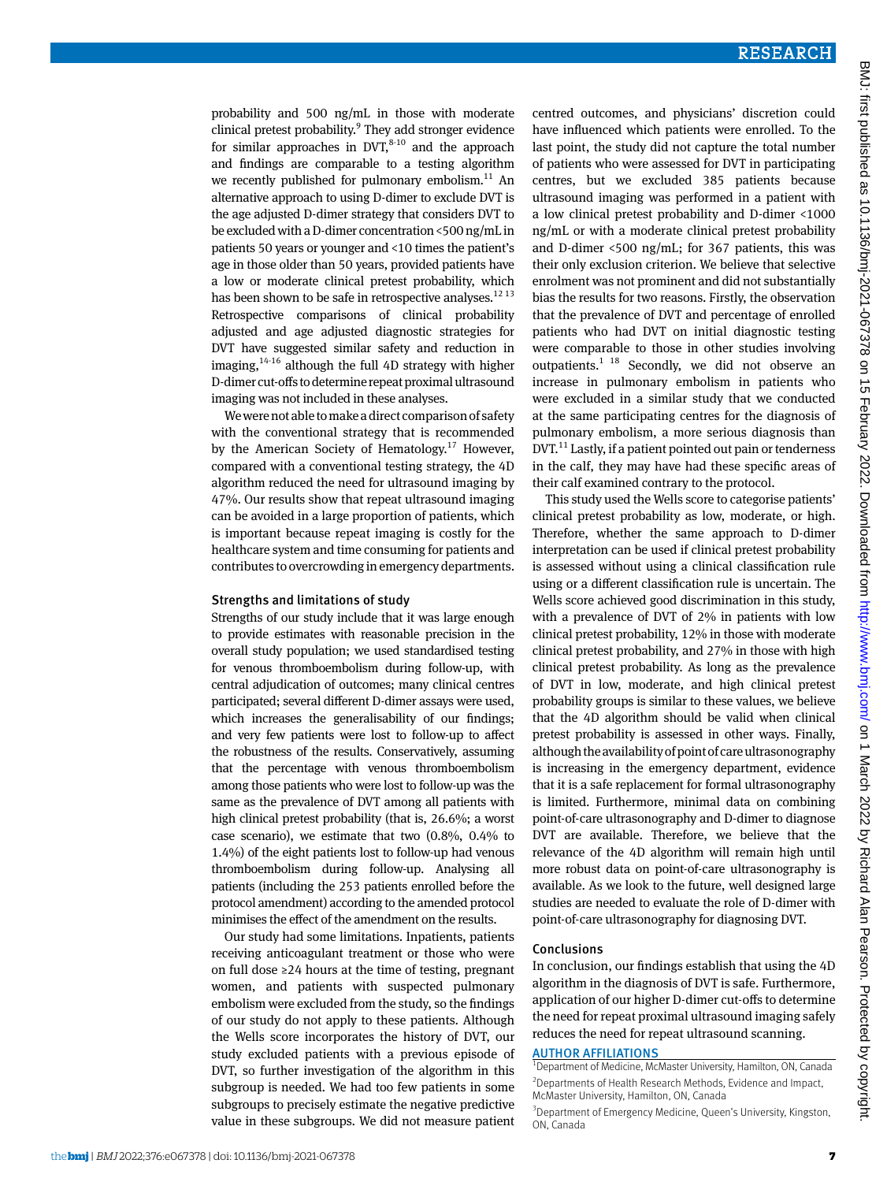probability and 500 ng/mL in those with moderate clinical pretest probability.[9] They add stronger evidence for similar approaches in DVT,[8-10] and the approach and findings are comparable to a testing algorithm we recently published for pulmonary embolism.[11] An alternative approach to using D-dimer to exclude DVT is the age adjusted D-dimer strategy that considers DVT to be excluded with a D-dimer concentration <500 ng/mL in patients 50 years or younger and <10 times the patient's age in those older than 50 years, provided patients have a low or moderate clinical pretest probability, which has been shown to be safe in retrospective analyses.[12 13] Retrospective comparisons of clinical probability adjusted and age adjusted diagnostic strategies for DVT have suggested similar safety and reduction in imaging,[14-16] although the full 4D strategy with higher D-dimer cut-offs to determine repeat proximal ultrasound imaging was not included in these analyses.

We were not able to make a direct comparison of safety with the conventional strategy that is recommended by the American Society of Hematology.[17] However, compared with a conventional testing strategy, the 4D algorithm reduced the need for ultrasound imaging by 47%. Our results show that repeat ultrasound imaging can be avoided in a large proportion of patients, which is important because repeat imaging is costly for the healthcare system and time consuming for patients and contributes to overcrowding in emergency departments.

### Strengths and limitations of study

Strengths of our study include that it was large enough to provide estimates with reasonable precision in the overall study population; we used standardised testing for venous thromboembolism during follow-up, with central adjudication of outcomes; many clinical centres participated; several different D-dimer assays were used, which increases the generalisability of our findings; and very few patients were lost to follow-up to affect the robustness of the results. Conservatively, assuming that the percentage with venous thromboembolism among those patients who were lost to follow-up was the same as the prevalence of DVT among all patients with high clinical pretest probability (that is, 26.6%; a worst case scenario), we estimate that two (0.8%, 0.4% to 1.4%) of the eight patients lost to follow-up had venous thromboembolism during follow-up. Analysing all patients (including the 253 patients enrolled before the protocol amendment) according to the amended protocol minimises the effect of the amendment on the results.

Our study had some limitations. Inpatients, patients receiving anticoagulant treatment or those who were on full dose ≥24 hours at the time of testing, pregnant women, and patients with suspected pulmonary embolism were excluded from the study, so the findings of our study do not apply to these patients. Although the Wells score incorporates the history of DVT, our study excluded patients with a previous episode of DVT, so further investigation of the algorithm in this subgroup is needed. We had too few patients in some subgroups to precisely estimate the negative predictive value in these subgroups. We did not measure patient centred outcomes, and physicians' discretion could have influenced which patients were enrolled. To the last point, the study did not capture the total number of patients who were assessed for DVT in participating centres, but we excluded 385 patients because ultrasound imaging was performed in a patient with a low clinical pretest probability and D-dimer <1000 ng/mL or with a moderate clinical pretest probability and D-dimer <500 ng/mL; for 367 patients, this was their only exclusion criterion. We believe that selective enrolment was not prominent and did not substantially bias the results for two reasons. Firstly, the observation that the prevalence of DVT and percentage of enrolled patients who had DVT on initial diagnostic testing were comparable to those in other studies involving outpatients.[1 18] Secondly, we did not observe an increase in pulmonary embolism in patients who were excluded in a similar study that we conducted at the same participating centres for the diagnosis of pulmonary embolism, a more serious diagnosis than DVT.[11] Lastly, if a patient pointed out pain or tenderness in the calf, they may have had these specific areas of their calf examined contrary to the protocol.

This study used the Wells score to categorise patients' clinical pretest probability as low, moderate, or high. Therefore, whether the same approach to D-dimer interpretation can be used if clinical pretest probability is assessed without using a clinical classification rule using or a different classification rule is uncertain. The Wells score achieved good discrimination in this study, with a prevalence of DVT of 2% in patients with low clinical pretest probability, 12% in those with moderate clinical pretest probability, and 27% in those with high clinical pretest probability. As long as the prevalence of DVT in low, moderate, and high clinical pretest probability groups is similar to these values, we believe that the 4D algorithm should be valid when clinical pretest probability is assessed in other ways. Finally, although the availability of point of care ultrasonography is increasing in the emergency department, evidence that it is a safe replacement for formal ultrasonography is limited. Furthermore, minimal data on combining point-of-care ultrasonography and D-dimer to diagnose DVT are available. Therefore, we believe that the relevance of the 4D algorithm will remain high until more robust data on point-of-care ultrasonography is available. As we look to the future, well designed large studies are needed to evaluate the role of D-dimer with point-of-care ultrasonography for diagnosing DVT.

### Conclusions

In conclusion, our findings establish that using the 4D algorithm in the diagnosis of DVT is safe. Furthermore, application of our higher D-dimer cut-offs to determine the need for repeat proximal ultrasound imaging safely reduces the need for repeat ultrasound scanning.

#### AUTHOR AFFILIATIONS

[1]Department of Medicine, McMaster University, Hamilton, ON, Canada

[2]Departments of Health Research Methods, Evidence and Impact, McMaster University, Hamilton, ON, Canada

[3]Department of Emergency Medicine, Queen's University, Kingston, ON, Canada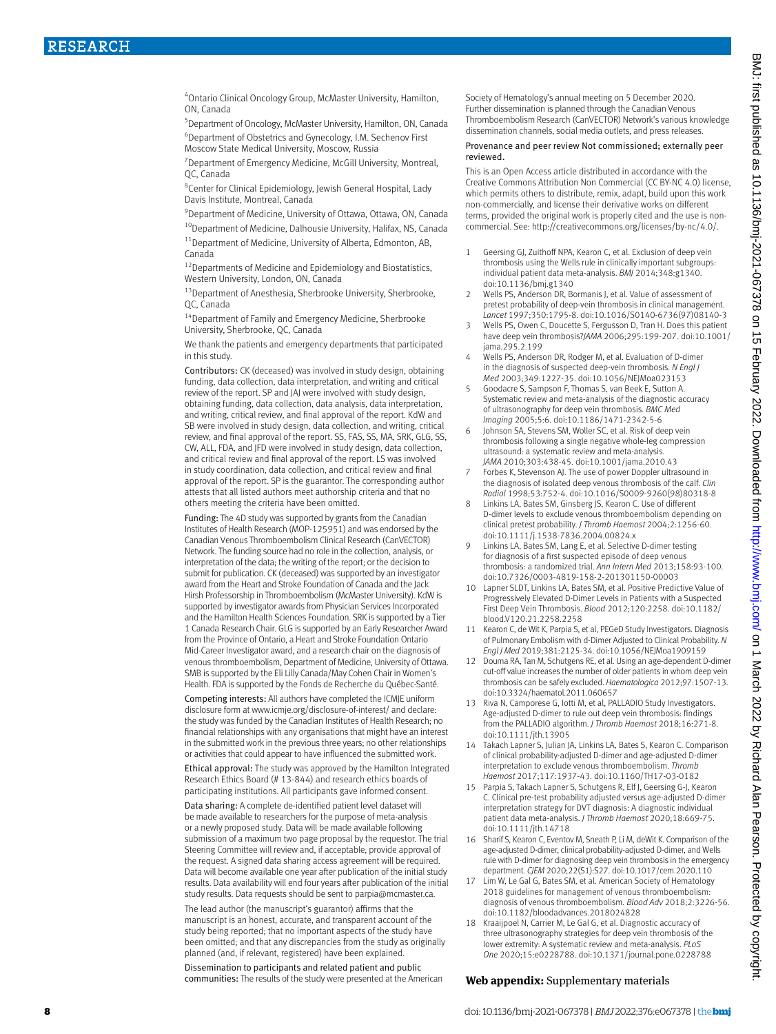[4]Ontario Clinical Oncology Group, McMaster University, Hamilton, ON, Canada

[5]Department of Oncology, McMaster University, Hamilton, ON, Canada

[6]Department of Obstetrics and Gynecology, I.M. Sechenov First Moscow State Medical University, Moscow, Russia

[7]Department of Emergency Medicine, McGill University, Montreal, QC, Canada

[8]Center for Clinical Epidemiology, Jewish General Hospital, Lady Davis Institute, Montreal, Canada

[9]Department of Medicine, University of Ottawa, Ottawa, ON, Canada

[10]Department of Medicine, Dalhousie University, Halifax, NS, Canada

[11]Department of Medicine, University of Alberta, Edmonton, AB, Canada

[12]Departments of Medicine and Epidemiology and Biostatistics, Western University, London, ON, Canada

[13]Department of Anesthesia, Sherbrooke University, Sherbrooke, QC, Canada

[14]Department of Family and Emergency Medicine, Sherbrooke University, Sherbrooke, QC, Canada

We thank the patients and emergency departments that participated in this study.

**Contributors:** CK (deceased) was involved in study design, obtaining funding, data collection, data interpretation, and writing and critical review of the report. SP and JAJ were involved with study design, obtaining funding, data collection, data analysis, data interpretation, and writing, critical review, and final approval of the report. KdW and SB were involved in study design, data collection, and writing, critical review, and final approval of the report. SS, FAS, SS, MA, SRK, GLG, SS, CW, ALL, FDA, and JFD were involved in study design, data collection, and critical review and final approval of the report. LS was involved in study coordination, data collection, and critical review and final approval of the report. SP is the guarantor. The corresponding author attests that all listed authors meet authorship criteria and that no others meeting the criteria have been omitted.

**Funding:** The 4D study was supported by grants from the Canadian Institutes of Health Research (MOP-125951) and was endorsed by the Canadian Venous Thromboembolism Clinical Research (CanVECTOR) Network. The funding source had no role in the collection, analysis, or interpretation of the data; the writing of the report; or the decision to submit for publication. CK (deceased) was supported by an investigator award from the Heart and Stroke Foundation of Canada and the Jack Hirsh Professorship in Thromboembolism (McMaster University). KdW is supported by investigator awards from Physician Services Incorporated and the Hamilton Health Sciences Foundation. SRK is supported by a Tier 1 Canada Research Chair. GLG is supported by an Early Researcher Award from the Province of Ontario, a Heart and Stroke Foundation Ontario Mid-Career Investigator award, and a research chair on the diagnosis of venous thromboembolism, Department of Medicine, University of Ottawa. SMB is supported by the Eli Lilly Canada/May Cohen Chair in Women's Health. FDA is supported by the Fonds de Recherche du Québec-Santé.

**Competing interests:** All authors have completed the ICMJE uniform disclosure form at www.icmje.org/disclosure-of-interest/ and declare: the study was funded by the Canadian Institutes of Health Research; no financial relationships with any organisations that might have an interest in the submitted work in the previous three years; no other relationships or activities that could appear to have influenced the submitted work.

**Ethical approval:** The study was approved by the Hamilton Integrated Research Ethics Board (# 13-844) and research ethics boards of participating institutions. All participants gave informed consent.

**Data sharing:** A complete de-identified patient level dataset will be made available to researchers for the purpose of meta-analysis or a newly proposed study. Data will be made available following submission of a maximum two page proposal by the requestor. The trial Steering Committee will review and, if acceptable, provide approval of the request. A signed data sharing access agreement will be required. Data will become available one year after publication of the initial study results. Data availability will end four years after publication of the initial study results. Data requests should be sent to parpia@mcmaster.ca.

The lead author (the manuscript's guarantor) affirms that the manuscript is an honest, accurate, and transparent account of the study being reported; that no important aspects of the study have been omitted; and that any discrepancies from the study as originally planned (and, if relevant, registered) have been explained.

**Dissemination to participants and related patient and public communities:** The results of the study were presented at the American Society of Hematology's annual meeting on 5 December 2020. Further dissemination is planned through the Canadian Venous Thromboembolism Research (CanVECTOR) Network's various knowledge dissemination channels, social media outlets, and press releases.

**Provenance and peer review** Not commissioned; externally peer reviewed.

This is an Open Access article distributed in accordance with the Creative Commons Attribution Non Commercial (CC BY-NC 4.0) license, which permits others to distribute, remix, adapt, build upon this work non-commercially, and license their derivative works on different terms, provided the original work is properly cited and the use is non-commercial. See: http://creativecommons.org/licenses/by-nc/4.0/.

1. Geersing GJ, Zuithoff NPA, Kearon C, et al. Exclusion of deep vein thrombosis using the Wells rule in clinically important subgroups: individual patient data meta-analysis. *BMJ* 2014;348:g1340. doi:10.1136/bmj.g1340
2. Wells PS, Anderson DR, Bormanis J, et al. Value of assessment of pretest probability of deep-vein thrombosis in clinical management. *Lancet* 1997;350:1795-8. doi:10.1016/S0140-6736(97)08140-3
3. Wells PS, Owen C, Doucette S, Fergusson D, Tran H. Does this patient have deep vein thrombosis?*JAMA* 2006;295:199-207. doi:10.1001/jama.295.2.199
4. Wells PS, Anderson DR, Rodger M, et al. Evaluation of D-dimer in the diagnosis of suspected deep-vein thrombosis. *N Engl J Med* 2003;349:1227-35. doi:10.1056/NEJMoa023153
5. Goodacre S, Sampson F, Thomas S, van Beek E, Sutton A. Systematic review and meta-analysis of the diagnostic accuracy of ultrasonography for deep vein thrombosis. *BMC Med Imaging* 2005;5:6. doi:10.1186/1471-2342-5-6
6. Johnson SA, Stevens SM, Woller SC, et al. Risk of deep vein thrombosis following a single negative whole-leg compression ultrasound: a systematic review and meta-analysis. *JAMA* 2010;303:438-45. doi:10.1001/jama.2010.43
7. Forbes K, Stevenson AJ. The use of power Doppler ultrasound in the diagnosis of isolated deep venous thrombosis of the calf. *Clin Radiol* 1998;53:752-4. doi:10.1016/S0009-9260(98)80318-8
8. Linkins LA, Bates SM, Ginsberg JS, Kearon C. Use of different D-dimer levels to exclude venous thromboembolism depending on clinical pretest probability. *J Thromb Haemost* 2004;2:1256-60. doi:10.1111/j.1538-7836.2004.00824.x
9. Linkins LA, Bates SM, Lang E, et al. Selective D-dimer testing for diagnosis of a first suspected episode of deep venous thrombosis: a randomized trial. *Ann Intern Med* 2013;158:93-100. doi:10.7326/0003-4819-158-2-201301150-00003
10. Lapner SLDT, Linkins LA, Bates SM, et al. Positive Predictive Value of Progressively Elevated D-Dimer Levels in Patients with a Suspected First Deep Vein Thrombosis. *Blood* 2012;120:2258. doi:10.1182/blood.V120.21.2258.2258
11. Kearon C, de Wit K, Parpia S, et al, PEGeD Study Investigators. Diagnosis of Pulmonary Embolism with d-Dimer Adjusted to Clinical Probability. *N Engl J Med* 2019;381:2125-34. doi:10.1056/NEJMoa1909159
12. Douma RA, Tan M, Schutgens RE, et al. Using an age-dependent D-dimer cut-off value increases the number of older patients in whom deep vein thrombosis can be safely excluded. *Haematologica* 2012;97:1507-13. doi:10.3324/haematol.2011.060657
13. Riva N, Camporese G, Iotti M, et al, PALLADIO Study Investigators. Age-adjusted D-dimer to rule out deep vein thrombosis: findings from the PALLADIO algorithm. *J Thromb Haemost* 2018;16:271-8. doi:10.1111/jth.13905
14. Takach Lapner S, Julian JA, Linkins LA, Bates S, Kearon C. Comparison of clinical probability-adjusted D-dimer and age-adjusted D-dimer interpretation to exclude venous thromboembolism. *Thromb Haemost* 2017;117:1937-43. doi:10.1160/TH17-03-0182
15. Parpia S, Takach Lapner S, Schutgens R, Elf J, Geersing G-J, Kearon C. Clinical pre-test probability adjusted versus age-adjusted D-dimer interpretation strategy for DVT diagnosis: A diagnostic individual patient data meta-analysis. *J Thromb Haemost* 2020;18:669-75. doi:10.1111/jth.14718
16. Sharif S, Kearon C, Eventov M, Sneath P, Li M, deWit K. Comparison of the age-adjusted D-dimer, clinical probability-adjusted D-dimer, and Wells rule with D-dimer for diagnosing deep vein thrombosis in the emergency department. *CJEM* 2020;22(S1):S27. doi:10.1017/cem.2020.110
17. Lim W, Le Gal G, Bates SM, et al. American Society of Hematology 2018 guidelines for management of venous thromboembolism: diagnosis of venous thromboembolism. *Blood Adv* 2018;2:3226-56. doi:10.1182/bloodadvances.2018024828
18. Kraaijpoel N, Carrier M, Le Gal G, et al. Diagnostic accuracy of three ultrasonography strategies for deep vein thrombosis of the lower extremity: A systematic review and meta-analysis. *PLoS One* 2020;15:e0228788. doi:10.1371/journal.pone.0228788

**Web appendix:** Supplementary materials